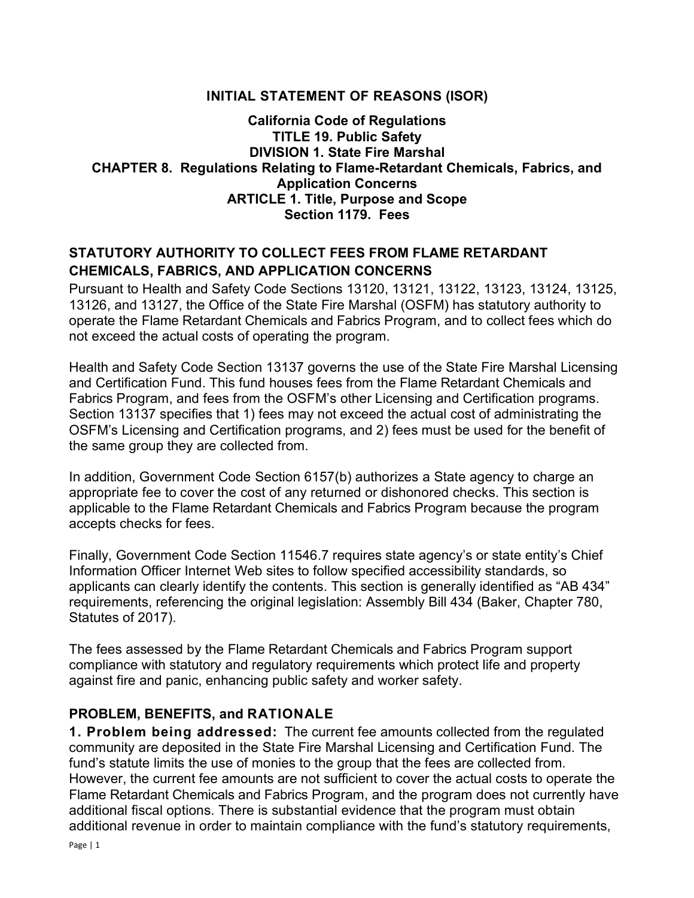# INITIAL STATEMENT OF REASONS (ISOR)

**California Code of Regulations**
**TITLE 19. Public Safety**
**DIVISION 1. State Fire Marshal**
**CHAPTER 8. Regulations Relating to Flame-Retardant Chemicals, Fabrics, and Application Concerns**
**ARTICLE 1. Title, Purpose and Scope**
**Section 1179. Fees**

## STATUTORY AUTHORITY TO COLLECT FEES FROM FLAME RETARDANT CHEMICALS, FABRICS, AND APPLICATION CONCERNS

Pursuant to Health and Safety Code Sections 13120, 13121, 13122, 13123, 13124, 13125, 13126, and 13127, the Office of the State Fire Marshal (OSFM) has statutory authority to operate the Flame Retardant Chemicals and Fabrics Program, and to collect fees which do not exceed the actual costs of operating the program.

Health and Safety Code Section 13137 governs the use of the State Fire Marshal Licensing and Certification Fund. This fund houses fees from the Flame Retardant Chemicals and Fabrics Program, and fees from the OSFM's other Licensing and Certification programs. Section 13137 specifies that 1) fees may not exceed the actual cost of administrating the OSFM's Licensing and Certification programs, and 2) fees must be used for the benefit of the same group they are collected from.

In addition, Government Code Section 6157(b) authorizes a State agency to charge an appropriate fee to cover the cost of any returned or dishonored checks. This section is applicable to the Flame Retardant Chemicals and Fabrics Program because the program accepts checks for fees.

Finally, Government Code Section 11546.7 requires state agency's or state entity's Chief Information Officer Internet Web sites to follow specified accessibility standards, so applicants can clearly identify the contents. This section is generally identified as "AB 434" requirements, referencing the original legislation: Assembly Bill 434 (Baker, Chapter 780, Statutes of 2017).

The fees assessed by the Flame Retardant Chemicals and Fabrics Program support compliance with statutory and regulatory requirements which protect life and property against fire and panic, enhancing public safety and worker safety.

## PROBLEM, BENEFITS, and RATIONALE

**1. Problem being addressed:** The current fee amounts collected from the regulated community are deposited in the State Fire Marshal Licensing and Certification Fund. The fund's statute limits the use of monies to the group that the fees are collected from. However, the current fee amounts are not sufficient to cover the actual costs to operate the Flame Retardant Chemicals and Fabrics Program, and the program does not currently have additional fiscal options. There is substantial evidence that the program must obtain additional revenue in order to maintain compliance with the fund's statutory requirements,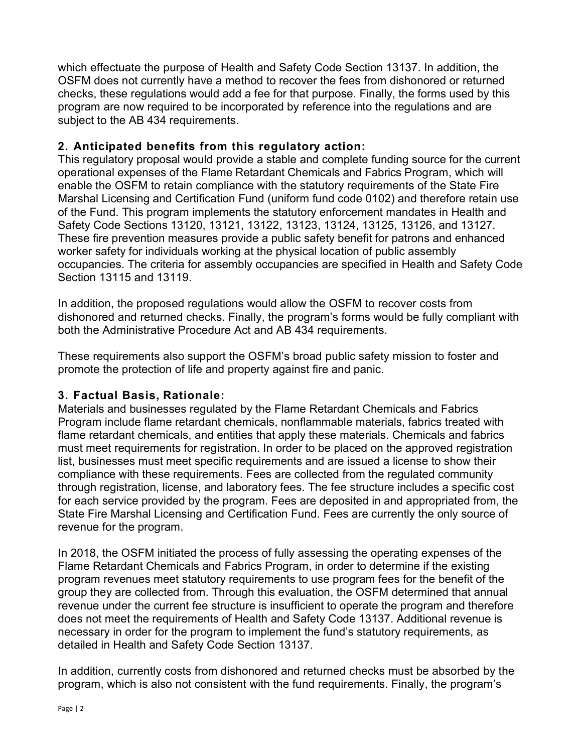which effectuate the purpose of Health and Safety Code Section 13137. In addition, the OSFM does not currently have a method to recover the fees from dishonored or returned checks, these regulations would add a fee for that purpose. Finally, the forms used by this program are now required to be incorporated by reference into the regulations and are subject to the AB 434 requirements.

## 2. Anticipated benefits from this regulatory action:

This regulatory proposal would provide a stable and complete funding source for the current operational expenses of the Flame Retardant Chemicals and Fabrics Program, which will enable the OSFM to retain compliance with the statutory requirements of the State Fire Marshal Licensing and Certification Fund (uniform fund code 0102) and therefore retain use of the Fund. This program implements the statutory enforcement mandates in Health and Safety Code Sections 13120, 13121, 13122, 13123, 13124, 13125, 13126, and 13127. These fire prevention measures provide a public safety benefit for patrons and enhanced worker safety for individuals working at the physical location of public assembly occupancies. The criteria for assembly occupancies are specified in Health and Safety Code Section 13115 and 13119.

In addition, the proposed regulations would allow the OSFM to recover costs from dishonored and returned checks. Finally, the program's forms would be fully compliant with both the Administrative Procedure Act and AB 434 requirements.

These requirements also support the OSFM's broad public safety mission to foster and promote the protection of life and property against fire and panic.

## 3. Factual Basis, Rationale:

Materials and businesses regulated by the Flame Retardant Chemicals and Fabrics Program include flame retardant chemicals, nonflammable materials, fabrics treated with flame retardant chemicals, and entities that apply these materials. Chemicals and fabrics must meet requirements for registration. In order to be placed on the approved registration list, businesses must meet specific requirements and are issued a license to show their compliance with these requirements. Fees are collected from the regulated community through registration, license, and laboratory fees. The fee structure includes a specific cost for each service provided by the program. Fees are deposited in and appropriated from, the State Fire Marshal Licensing and Certification Fund. Fees are currently the only source of revenue for the program.

In 2018, the OSFM initiated the process of fully assessing the operating expenses of the Flame Retardant Chemicals and Fabrics Program, in order to determine if the existing program revenues meet statutory requirements to use program fees for the benefit of the group they are collected from. Through this evaluation, the OSFM determined that annual revenue under the current fee structure is insufficient to operate the program and therefore does not meet the requirements of Health and Safety Code 13137. Additional revenue is necessary in order for the program to implement the fund's statutory requirements, as detailed in Health and Safety Code Section 13137.

In addition, currently costs from dishonored and returned checks must be absorbed by the program, which is also not consistent with the fund requirements. Finally, the program's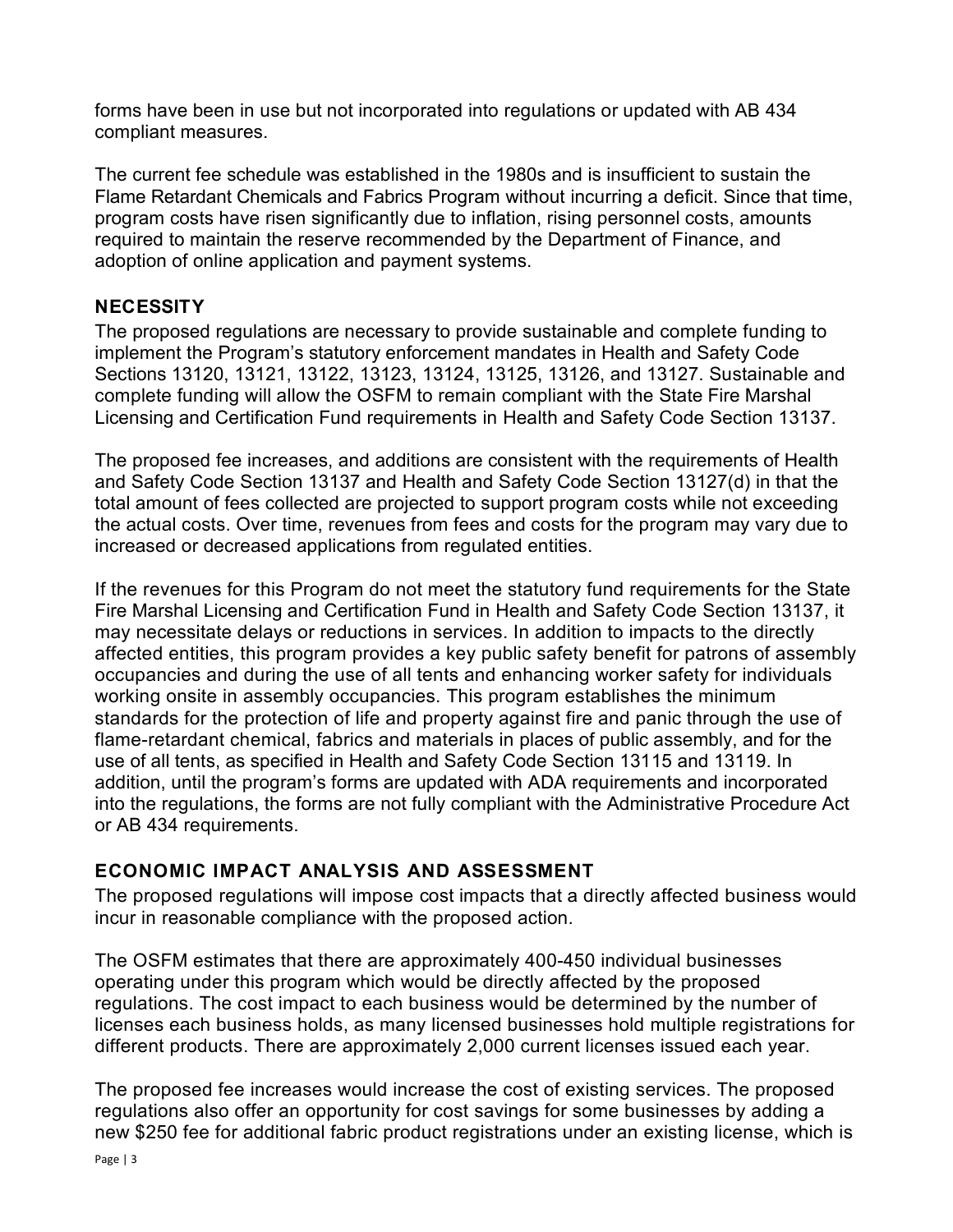forms have been in use but not incorporated into regulations or updated with AB 434 compliant measures.

The current fee schedule was established in the 1980s and is insufficient to sustain the Flame Retardant Chemicals and Fabrics Program without incurring a deficit. Since that time, program costs have risen significantly due to inflation, rising personnel costs, amounts required to maintain the reserve recommended by the Department of Finance, and adoption of online application and payment systems.

## NECESSITY

The proposed regulations are necessary to provide sustainable and complete funding to implement the Program's statutory enforcement mandates in Health and Safety Code Sections 13120, 13121, 13122, 13123, 13124, 13125, 13126, and 13127. Sustainable and complete funding will allow the OSFM to remain compliant with the State Fire Marshal Licensing and Certification Fund requirements in Health and Safety Code Section 13137.

The proposed fee increases, and additions are consistent with the requirements of Health and Safety Code Section 13137 and Health and Safety Code Section 13127(d) in that the total amount of fees collected are projected to support program costs while not exceeding the actual costs. Over time, revenues from fees and costs for the program may vary due to increased or decreased applications from regulated entities.

If the revenues for this Program do not meet the statutory fund requirements for the State Fire Marshal Licensing and Certification Fund in Health and Safety Code Section 13137, it may necessitate delays or reductions in services. In addition to impacts to the directly affected entities, this program provides a key public safety benefit for patrons of assembly occupancies and during the use of all tents and enhancing worker safety for individuals working onsite in assembly occupancies. This program establishes the minimum standards for the protection of life and property against fire and panic through the use of flame-retardant chemical, fabrics and materials in places of public assembly, and for the use of all tents, as specified in Health and Safety Code Section 13115 and 13119. In addition, until the program's forms are updated with ADA requirements and incorporated into the regulations, the forms are not fully compliant with the Administrative Procedure Act or AB 434 requirements.

## ECONOMIC IMPACT ANALYSIS AND ASSESSMENT

The proposed regulations will impose cost impacts that a directly affected business would incur in reasonable compliance with the proposed action.

The OSFM estimates that there are approximately 400-450 individual businesses operating under this program which would be directly affected by the proposed regulations. The cost impact to each business would be determined by the number of licenses each business holds, as many licensed businesses hold multiple registrations for different products. There are approximately 2,000 current licenses issued each year.

The proposed fee increases would increase the cost of existing services. The proposed regulations also offer an opportunity for cost savings for some businesses by adding a new $250 fee for additional fabric product registrations under an existing license, which is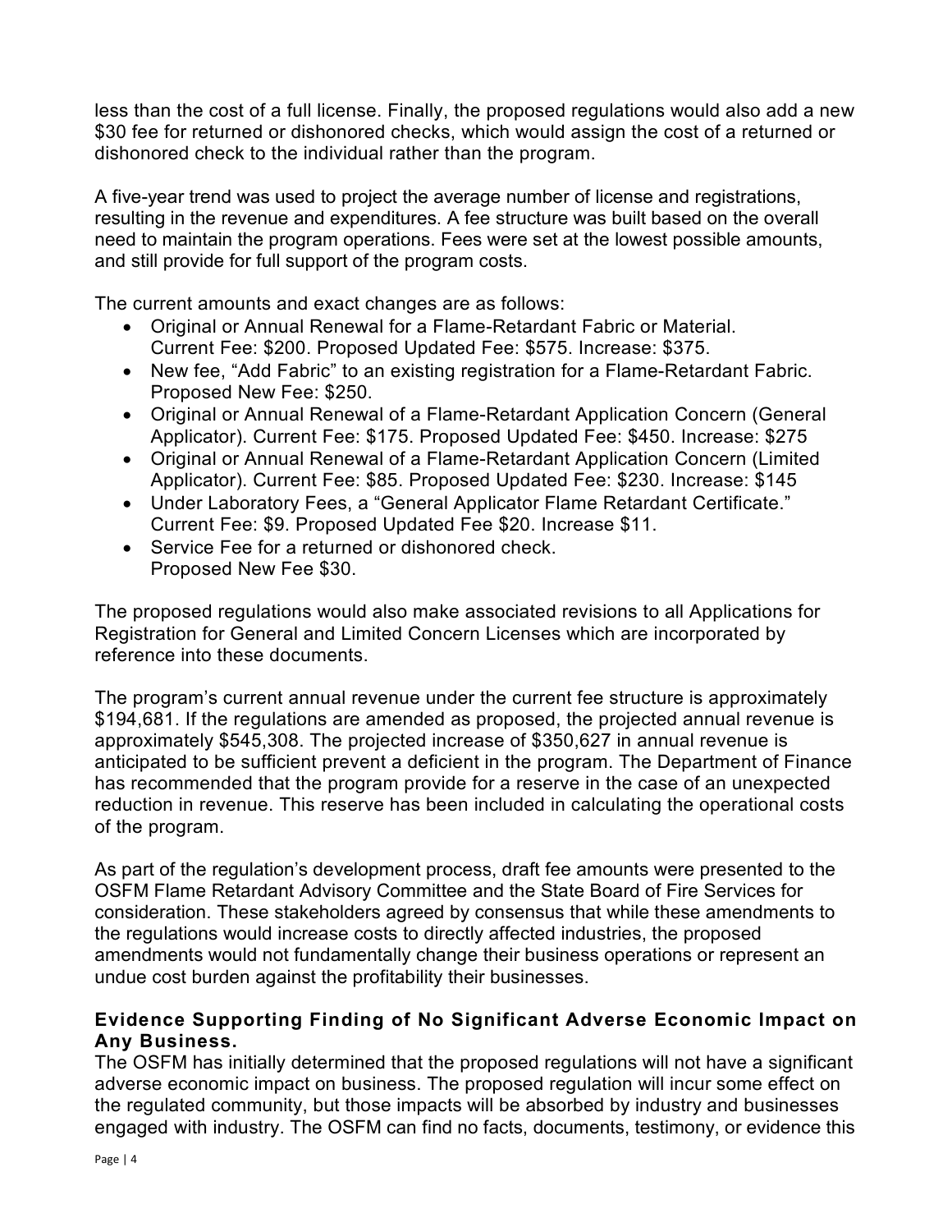less than the cost of a full license. Finally, the proposed regulations would also add a new $30 fee for returned or dishonored checks, which would assign the cost of a returned or dishonored check to the individual rather than the program.

A five-year trend was used to project the average number of license and registrations, resulting in the revenue and expenditures. A fee structure was built based on the overall need to maintain the program operations. Fees were set at the lowest possible amounts, and still provide for full support of the program costs.

The current amounts and exact changes are as follows:

- Original or Annual Renewal for a Flame-Retardant Fabric or Material.
  Current Fee: $200. Proposed Updated Fee: $575. Increase: $375.
- New fee, "Add Fabric" to an existing registration for a Flame-Retardant Fabric.
  Proposed New Fee: $250.
- Original or Annual Renewal of a Flame-Retardant Application Concern (General Applicator). Current Fee: $175. Proposed Updated Fee: $450. Increase: $275
- Original or Annual Renewal of a Flame-Retardant Application Concern (Limited Applicator). Current Fee: $85. Proposed Updated Fee: $230. Increase: $145
- Under Laboratory Fees, a "General Applicator Flame Retardant Certificate."
  Current Fee: $9. Proposed Updated Fee $20. Increase $11.
- Service Fee for a returned or dishonored check.
  Proposed New Fee $30.

The proposed regulations would also make associated revisions to all Applications for Registration for General and Limited Concern Licenses which are incorporated by reference into these documents.

The program's current annual revenue under the current fee structure is approximately $194,681. If the regulations are amended as proposed, the projected annual revenue is approximately $545,308. The projected increase of $350,627 in annual revenue is anticipated to be sufficient prevent a deficient in the program. The Department of Finance has recommended that the program provide for a reserve in the case of an unexpected reduction in revenue. This reserve has been included in calculating the operational costs of the program.

As part of the regulation's development process, draft fee amounts were presented to the OSFM Flame Retardant Advisory Committee and the State Board of Fire Services for consideration. These stakeholders agreed by consensus that while these amendments to the regulations would increase costs to directly affected industries, the proposed amendments would not fundamentally change their business operations or represent an undue cost burden against the profitability their businesses.

### Evidence Supporting Finding of No Significant Adverse Economic Impact on Any Business.

The OSFM has initially determined that the proposed regulations will not have a significant adverse economic impact on business. The proposed regulation will incur some effect on the regulated community, but those impacts will be absorbed by industry and businesses engaged with industry. The OSFM can find no facts, documents, testimony, or evidence this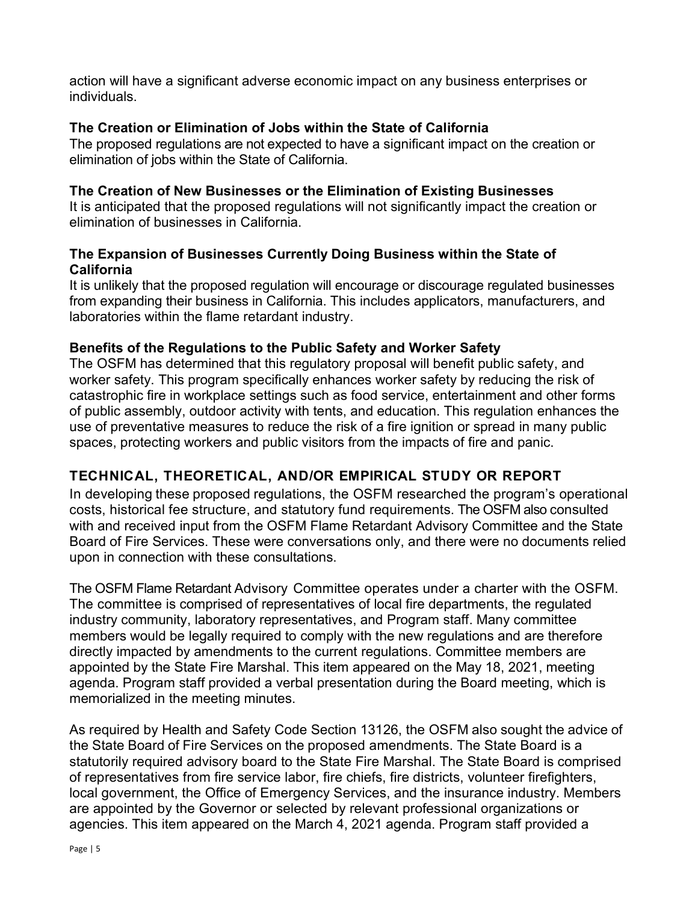action will have a significant adverse economic impact on any business enterprises or individuals.

### The Creation or Elimination of Jobs within the State of California

The proposed regulations are not expected to have a significant impact on the creation or elimination of jobs within the State of California.

### The Creation of New Businesses or the Elimination of Existing Businesses

It is anticipated that the proposed regulations will not significantly impact the creation or elimination of businesses in California.

### The Expansion of Businesses Currently Doing Business within the State of California

It is unlikely that the proposed regulation will encourage or discourage regulated businesses from expanding their business in California. This includes applicators, manufacturers, and laboratories within the flame retardant industry.

### Benefits of the Regulations to the Public Safety and Worker Safety

The OSFM has determined that this regulatory proposal will benefit public safety, and worker safety. This program specifically enhances worker safety by reducing the risk of catastrophic fire in workplace settings such as food service, entertainment and other forms of public assembly, outdoor activity with tents, and education. This regulation enhances the use of preventative measures to reduce the risk of a fire ignition or spread in many public spaces, protecting workers and public visitors from the impacts of fire and panic.

## TECHNICAL, THEORETICAL, AND/OR EMPIRICAL STUDY OR REPORT

In developing these proposed regulations, the OSFM researched the program's operational costs, historical fee structure, and statutory fund requirements. The OSFM also consulted with and received input from the OSFM Flame Retardant Advisory Committee and the State Board of Fire Services. These were conversations only, and there were no documents relied upon in connection with these consultations.

The OSFM Flame Retardant Advisory Committee operates under a charter with the OSFM. The committee is comprised of representatives of local fire departments, the regulated industry community, laboratory representatives, and Program staff. Many committee members would be legally required to comply with the new regulations and are therefore directly impacted by amendments to the current regulations. Committee members are appointed by the State Fire Marshal. This item appeared on the May 18, 2021, meeting agenda. Program staff provided a verbal presentation during the Board meeting, which is memorialized in the meeting minutes.

As required by Health and Safety Code Section 13126, the OSFM also sought the advice of the State Board of Fire Services on the proposed amendments. The State Board is a statutorily required advisory board to the State Fire Marshal. The State Board is comprised of representatives from fire service labor, fire chiefs, fire districts, volunteer firefighters, local government, the Office of Emergency Services, and the insurance industry. Members are appointed by the Governor or selected by relevant professional organizations or agencies. This item appeared on the March 4, 2021 agenda. Program staff provided a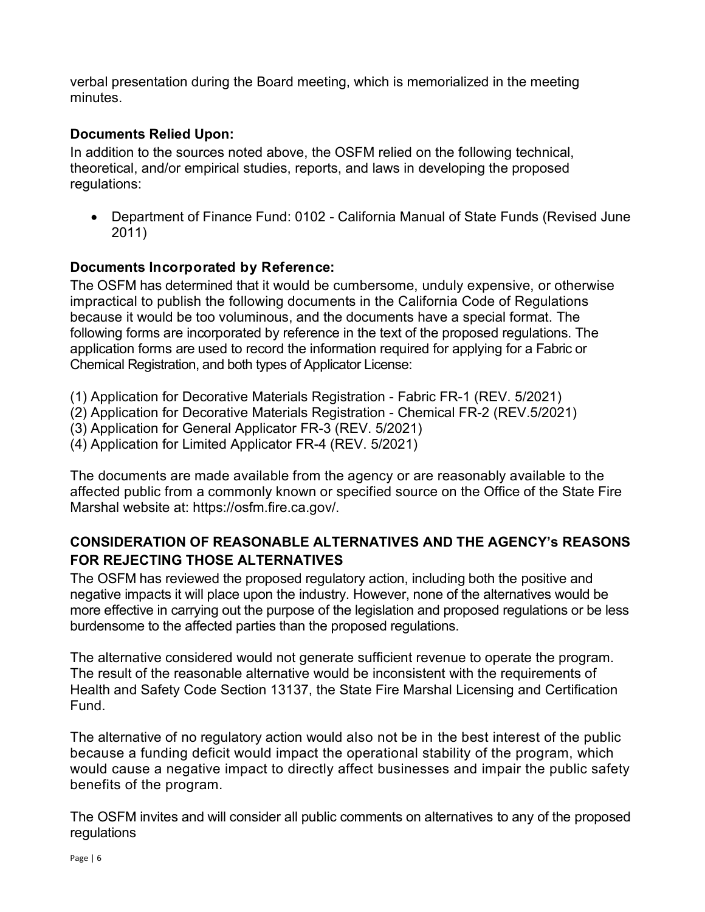verbal presentation during the Board meeting, which is memorialized in the meeting minutes.

### Documents Relied Upon:

In addition to the sources noted above, the OSFM relied on the following technical, theoretical, and/or empirical studies, reports, and laws in developing the proposed regulations:

- Department of Finance Fund: 0102 - California Manual of State Funds (Revised June 2011)

### Documents Incorporated by Reference:

The OSFM has determined that it would be cumbersome, unduly expensive, or otherwise impractical to publish the following documents in the California Code of Regulations because it would be too voluminous, and the documents have a special format. The following forms are incorporated by reference in the text of the proposed regulations. The application forms are used to record the information required for applying for a Fabric or Chemical Registration, and both types of Applicator License:

(1) Application for Decorative Materials Registration - Fabric FR-1 (REV. 5/2021)
(2) Application for Decorative Materials Registration - Chemical FR-2 (REV.5/2021)
(3) Application for General Applicator FR-3 (REV. 5/2021)
(4) Application for Limited Applicator FR-4 (REV. 5/2021)

The documents are made available from the agency or are reasonably available to the affected public from a commonly known or specified source on the Office of the State Fire Marshal website at: https://osfm.fire.ca.gov/.

## CONSIDERATION OF REASONABLE ALTERNATIVES AND THE AGENCY's REASONS FOR REJECTING THOSE ALTERNATIVES

The OSFM has reviewed the proposed regulatory action, including both the positive and negative impacts it will place upon the industry. However, none of the alternatives would be more effective in carrying out the purpose of the legislation and proposed regulations or be less burdensome to the affected parties than the proposed regulations.

The alternative considered would not generate sufficient revenue to operate the program. The result of the reasonable alternative would be inconsistent with the requirements of Health and Safety Code Section 13137, the State Fire Marshal Licensing and Certification Fund.

The alternative of no regulatory action would also not be in the best interest of the public because a funding deficit would impact the operational stability of the program, which would cause a negative impact to directly affect businesses and impair the public safety benefits of the program.

The OSFM invites and will consider all public comments on alternatives to any of the proposed regulations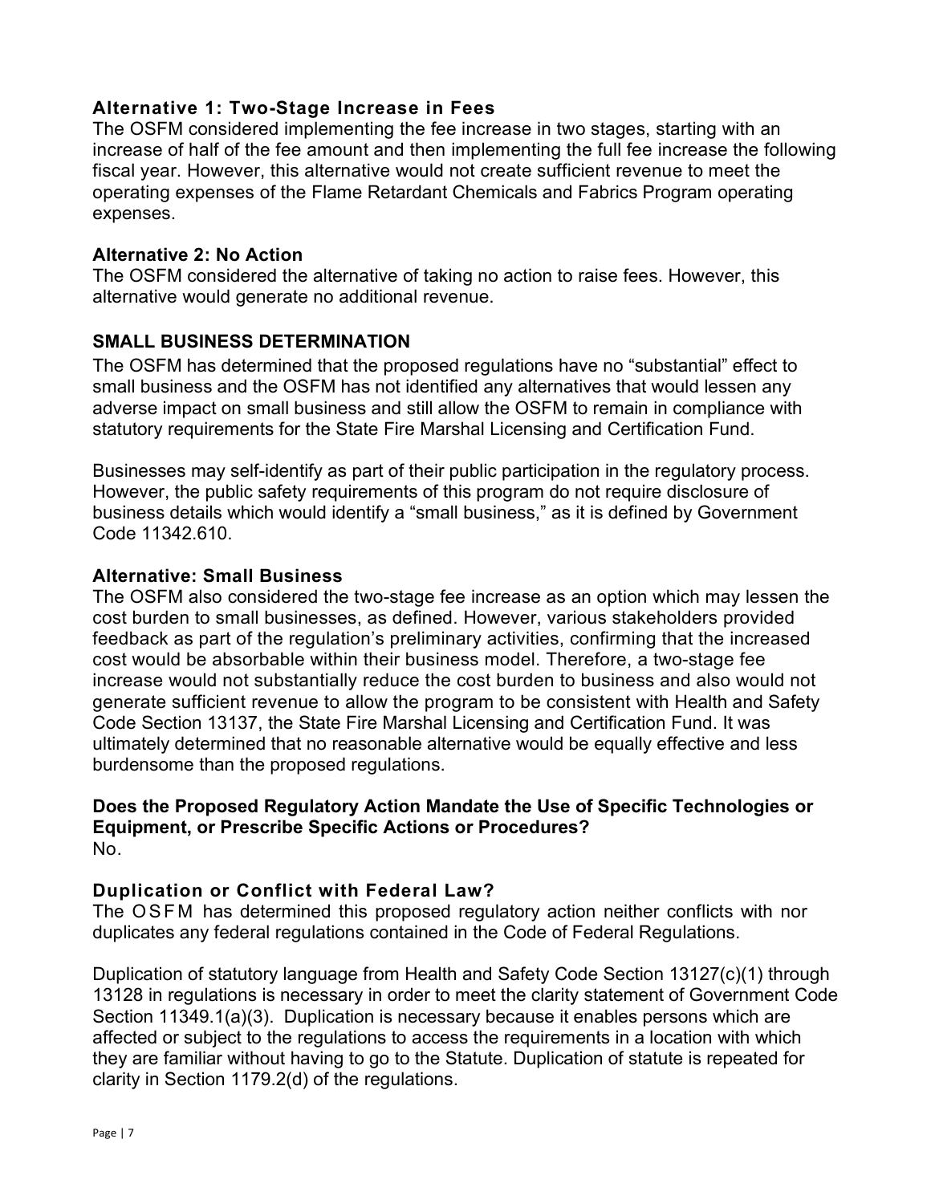### Alternative 1: Two-Stage Increase in Fees

The OSFM considered implementing the fee increase in two stages, starting with an increase of half of the fee amount and then implementing the full fee increase the following fiscal year. However, this alternative would not create sufficient revenue to meet the operating expenses of the Flame Retardant Chemicals and Fabrics Program operating expenses.

### Alternative 2: No Action

The OSFM considered the alternative of taking no action to raise fees. However, this alternative would generate no additional revenue.

## SMALL BUSINESS DETERMINATION

The OSFM has determined that the proposed regulations have no "substantial" effect to small business and the OSFM has not identified any alternatives that would lessen any adverse impact on small business and still allow the OSFM to remain in compliance with statutory requirements for the State Fire Marshal Licensing and Certification Fund.

Businesses may self-identify as part of their public participation in the regulatory process. However, the public safety requirements of this program do not require disclosure of business details which would identify a "small business," as it is defined by Government Code 11342.610.

### Alternative: Small Business

The OSFM also considered the two-stage fee increase as an option which may lessen the cost burden to small businesses, as defined. However, various stakeholders provided feedback as part of the regulation's preliminary activities, confirming that the increased cost would be absorbable within their business model. Therefore, a two-stage fee increase would not substantially reduce the cost burden to business and also would not generate sufficient revenue to allow the program to be consistent with Health and Safety Code Section 13137, the State Fire Marshal Licensing and Certification Fund. It was ultimately determined that no reasonable alternative would be equally effective and less burdensome than the proposed regulations.

### Does the Proposed Regulatory Action Mandate the Use of Specific Technologies or Equipment, or Prescribe Specific Actions or Procedures?

No.

### Duplication or Conflict with Federal Law?

The OSFM has determined this proposed regulatory action neither conflicts with nor duplicates any federal regulations contained in the Code of Federal Regulations.

Duplication of statutory language from Health and Safety Code Section 13127(c)(1) through 13128 in regulations is necessary in order to meet the clarity statement of Government Code Section 11349.1(a)(3). Duplication is necessary because it enables persons which are affected or subject to the regulations to access the requirements in a location with which they are familiar without having to go to the Statute. Duplication of statute is repeated for clarity in Section 1179.2(d) of the regulations.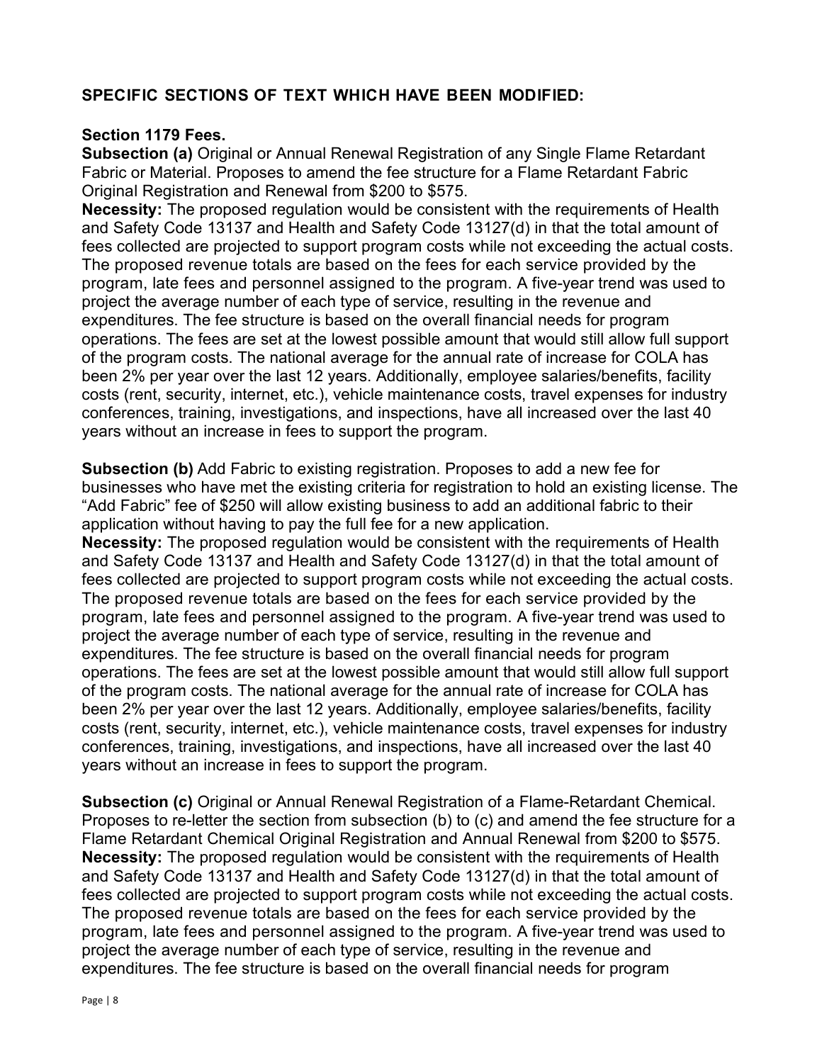## SPECIFIC SECTIONS OF TEXT WHICH HAVE BEEN MODIFIED:

### Section 1179 Fees.

**Subsection (a)** Original or Annual Renewal Registration of any Single Flame Retardant Fabric or Material. Proposes to amend the fee structure for a Flame Retardant Fabric Original Registration and Renewal from $200 to $575.

**Necessity:** The proposed regulation would be consistent with the requirements of Health and Safety Code 13137 and Health and Safety Code 13127(d) in that the total amount of fees collected are projected to support program costs while not exceeding the actual costs. The proposed revenue totals are based on the fees for each service provided by the program, late fees and personnel assigned to the program. A five-year trend was used to project the average number of each type of service, resulting in the revenue and expenditures. The fee structure is based on the overall financial needs for program operations. The fees are set at the lowest possible amount that would still allow full support of the program costs. The national average for the annual rate of increase for COLA has been 2% per year over the last 12 years. Additionally, employee salaries/benefits, facility costs (rent, security, internet, etc.), vehicle maintenance costs, travel expenses for industry conferences, training, investigations, and inspections, have all increased over the last 40 years without an increase in fees to support the program.

**Subsection (b)** Add Fabric to existing registration. Proposes to add a new fee for businesses who have met the existing criteria for registration to hold an existing license. The "Add Fabric" fee of $250 will allow existing business to add an additional fabric to their application without having to pay the full fee for a new application.

**Necessity:** The proposed regulation would be consistent with the requirements of Health and Safety Code 13137 and Health and Safety Code 13127(d) in that the total amount of fees collected are projected to support program costs while not exceeding the actual costs. The proposed revenue totals are based on the fees for each service provided by the program, late fees and personnel assigned to the program. A five-year trend was used to project the average number of each type of service, resulting in the revenue and expenditures. The fee structure is based on the overall financial needs for program operations. The fees are set at the lowest possible amount that would still allow full support of the program costs. The national average for the annual rate of increase for COLA has been 2% per year over the last 12 years. Additionally, employee salaries/benefits, facility costs (rent, security, internet, etc.), vehicle maintenance costs, travel expenses for industry conferences, training, investigations, and inspections, have all increased over the last 40 years without an increase in fees to support the program.

**Subsection (c)** Original or Annual Renewal Registration of a Flame-Retardant Chemical. Proposes to re-letter the section from subsection (b) to (c) and amend the fee structure for a Flame Retardant Chemical Original Registration and Annual Renewal from $200 to $575.

**Necessity:** The proposed regulation would be consistent with the requirements of Health and Safety Code 13137 and Health and Safety Code 13127(d) in that the total amount of fees collected are projected to support program costs while not exceeding the actual costs. The proposed revenue totals are based on the fees for each service provided by the program, late fees and personnel assigned to the program. A five-year trend was used to project the average number of each type of service, resulting in the revenue and expenditures. The fee structure is based on the overall financial needs for program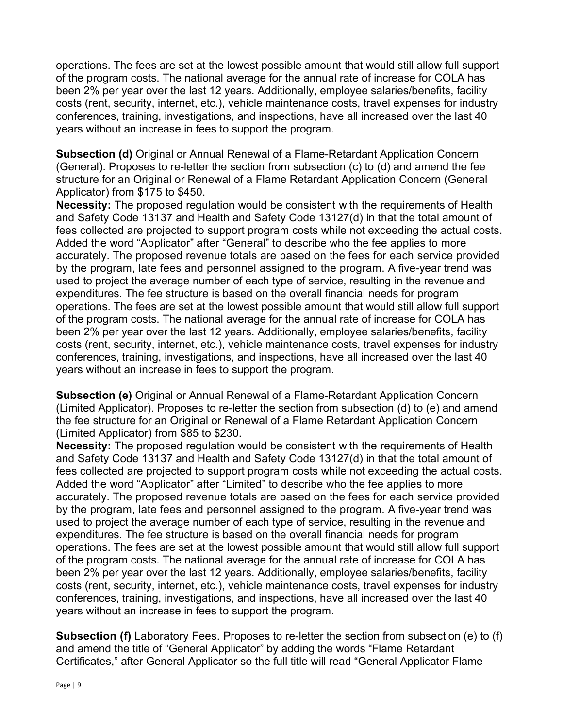operations. The fees are set at the lowest possible amount that would still allow full support of the program costs. The national average for the annual rate of increase for COLA has been 2% per year over the last 12 years. Additionally, employee salaries/benefits, facility costs (rent, security, internet, etc.), vehicle maintenance costs, travel expenses for industry conferences, training, investigations, and inspections, have all increased over the last 40 years without an increase in fees to support the program.

**Subsection (d)** Original or Annual Renewal of a Flame-Retardant Application Concern (General). Proposes to re-letter the section from subsection (c) to (d) and amend the fee structure for an Original or Renewal of a Flame Retardant Application Concern (General Applicator) from $175 to $450.

**Necessity:** The proposed regulation would be consistent with the requirements of Health and Safety Code 13137 and Health and Safety Code 13127(d) in that the total amount of fees collected are projected to support program costs while not exceeding the actual costs. Added the word "Applicator" after "General" to describe who the fee applies to more accurately. The proposed revenue totals are based on the fees for each service provided by the program, late fees and personnel assigned to the program. A five-year trend was used to project the average number of each type of service, resulting in the revenue and expenditures. The fee structure is based on the overall financial needs for program operations. The fees are set at the lowest possible amount that would still allow full support of the program costs. The national average for the annual rate of increase for COLA has been 2% per year over the last 12 years. Additionally, employee salaries/benefits, facility costs (rent, security, internet, etc.), vehicle maintenance costs, travel expenses for industry conferences, training, investigations, and inspections, have all increased over the last 40 years without an increase in fees to support the program.

**Subsection (e)** Original or Annual Renewal of a Flame-Retardant Application Concern (Limited Applicator). Proposes to re-letter the section from subsection (d) to (e) and amend the fee structure for an Original or Renewal of a Flame Retardant Application Concern (Limited Applicator) from $85 to $230.

**Necessity:** The proposed regulation would be consistent with the requirements of Health and Safety Code 13137 and Health and Safety Code 13127(d) in that the total amount of fees collected are projected to support program costs while not exceeding the actual costs. Added the word "Applicator" after "Limited" to describe who the fee applies to more accurately. The proposed revenue totals are based on the fees for each service provided by the program, late fees and personnel assigned to the program. A five-year trend was used to project the average number of each type of service, resulting in the revenue and expenditures. The fee structure is based on the overall financial needs for program operations. The fees are set at the lowest possible amount that would still allow full support of the program costs. The national average for the annual rate of increase for COLA has been 2% per year over the last 12 years. Additionally, employee salaries/benefits, facility costs (rent, security, internet, etc.), vehicle maintenance costs, travel expenses for industry conferences, training, investigations, and inspections, have all increased over the last 40 years without an increase in fees to support the program.

**Subsection (f)** Laboratory Fees. Proposes to re-letter the section from subsection (e) to (f) and amend the title of "General Applicator" by adding the words "Flame Retardant Certificates," after General Applicator so the full title will read "General Applicator Flame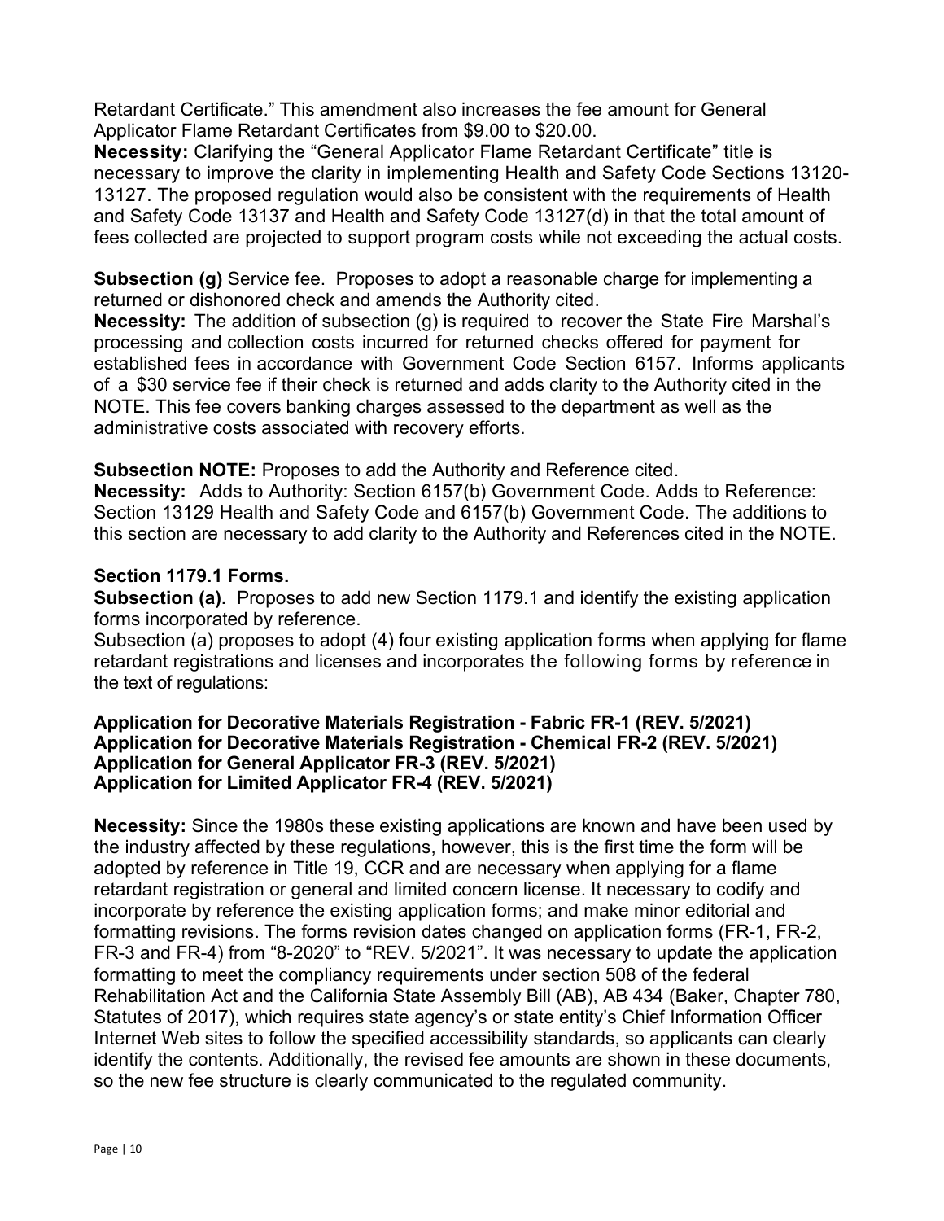Retardant Certificate." This amendment also increases the fee amount for General Applicator Flame Retardant Certificates from $9.00 to $20.00.

**Necessity:** Clarifying the "General Applicator Flame Retardant Certificate" title is necessary to improve the clarity in implementing Health and Safety Code Sections 13120-13127. The proposed regulation would also be consistent with the requirements of Health and Safety Code 13137 and Health and Safety Code 13127(d) in that the total amount of fees collected are projected to support program costs while not exceeding the actual costs.

**Subsection (g)** Service fee. Proposes to adopt a reasonable charge for implementing a returned or dishonored check and amends the Authority cited.

**Necessity:** The addition of subsection (g) is required to recover the State Fire Marshal's processing and collection costs incurred for returned checks offered for payment for established fees in accordance with Government Code Section 6157. Informs applicants of a $30 service fee if their check is returned and adds clarity to the Authority cited in the NOTE. This fee covers banking charges assessed to the department as well as the administrative costs associated with recovery efforts.

**Subsection NOTE:** Proposes to add the Authority and Reference cited.

**Necessity:** Adds to Authority: Section 6157(b) Government Code. Adds to Reference: Section 13129 Health and Safety Code and 6157(b) Government Code. The additions to this section are necessary to add clarity to the Authority and References cited in the NOTE.

**Section 1179.1 Forms.**

**Subsection (a).** Proposes to add new Section 1179.1 and identify the existing application forms incorporated by reference.

Subsection (a) proposes to adopt (4) four existing application forms when applying for flame retardant registrations and licenses and incorporates the following forms by reference in the text of regulations:

**Application for Decorative Materials Registration - Fabric FR-1 (REV. 5/2021)**
**Application for Decorative Materials Registration - Chemical FR-2 (REV. 5/2021)**
**Application for General Applicator FR-3 (REV. 5/2021)**
**Application for Limited Applicator FR-4 (REV. 5/2021)**

**Necessity:** Since the 1980s these existing applications are known and have been used by the industry affected by these regulations, however, this is the first time the form will be adopted by reference in Title 19, CCR and are necessary when applying for a flame retardant registration or general and limited concern license. It necessary to codify and incorporate by reference the existing application forms; and make minor editorial and formatting revisions. The forms revision dates changed on application forms (FR-1, FR-2, FR-3 and FR-4) from "8-2020" to "REV. 5/2021". It was necessary to update the application formatting to meet the compliancy requirements under section 508 of the federal Rehabilitation Act and the California State Assembly Bill (AB), AB 434 (Baker, Chapter 780, Statutes of 2017), which requires state agency's or state entity's Chief Information Officer Internet Web sites to follow the specified accessibility standards, so applicants can clearly identify the contents. Additionally, the revised fee amounts are shown in these documents, so the new fee structure is clearly communicated to the regulated community.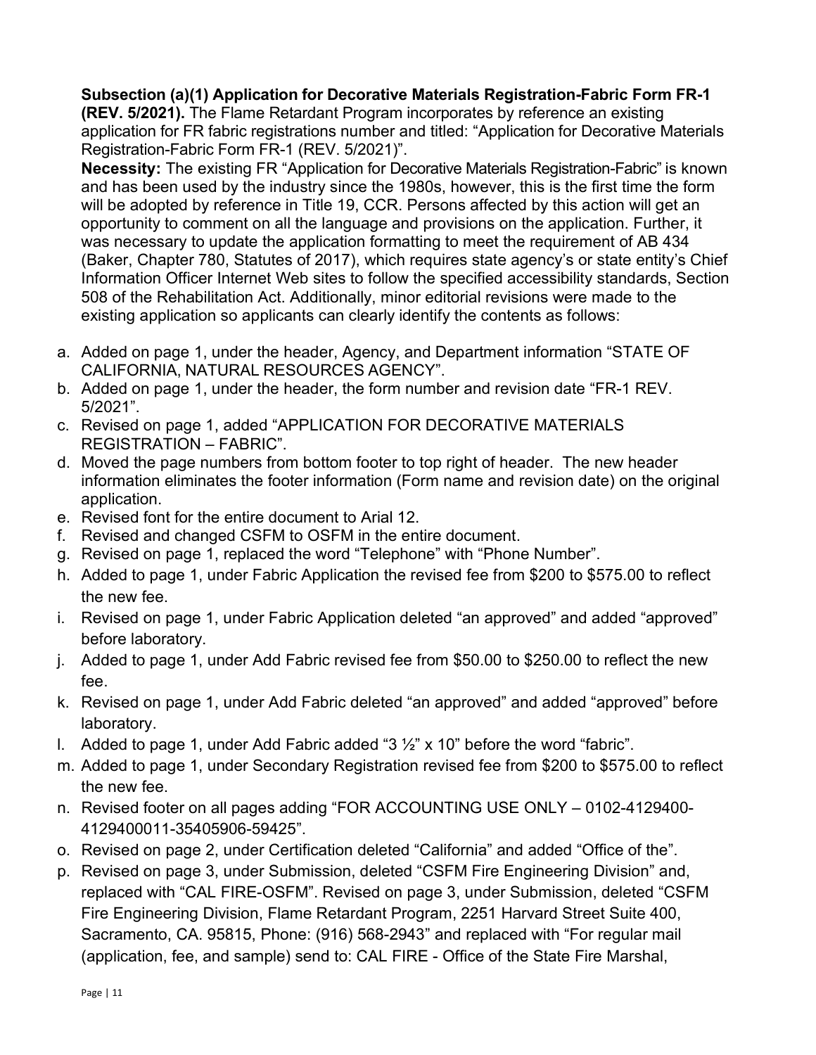**Subsection (a)(1) Application for Decorative Materials Registration-Fabric Form FR-1 (REV. 5/2021).** The Flame Retardant Program incorporates by reference an existing application for FR fabric registrations number and titled: "Application for Decorative Materials Registration-Fabric Form FR-1 (REV. 5/2021)".

**Necessity:** The existing FR "Application for Decorative Materials Registration-Fabric" is known and has been used by the industry since the 1980s, however, this is the first time the form will be adopted by reference in Title 19, CCR. Persons affected by this action will get an opportunity to comment on all the language and provisions on the application. Further, it was necessary to update the application formatting to meet the requirement of AB 434 (Baker, Chapter 780, Statutes of 2017), which requires state agency's or state entity's Chief Information Officer Internet Web sites to follow the specified accessibility standards, Section 508 of the Rehabilitation Act. Additionally, minor editorial revisions were made to the existing application so applicants can clearly identify the contents as follows:

a. Added on page 1, under the header, Agency, and Department information "STATE OF CALIFORNIA, NATURAL RESOURCES AGENCY".
b. Added on page 1, under the header, the form number and revision date "FR-1 REV. 5/2021".
c. Revised on page 1, added "APPLICATION FOR DECORATIVE MATERIALS REGISTRATION – FABRIC".
d. Moved the page numbers from bottom footer to top right of header. The new header information eliminates the footer information (Form name and revision date) on the original application.
e. Revised font for the entire document to Arial 12.
f. Revised and changed CSFM to OSFM in the entire document.
g. Revised on page 1, replaced the word "Telephone" with "Phone Number".
h. Added to page 1, under Fabric Application the revised fee from $200 to $575.00 to reflect the new fee.
i. Revised on page 1, under Fabric Application deleted "an approved" and added "approved" before laboratory.
j. Added to page 1, under Add Fabric revised fee from $50.00 to $250.00 to reflect the new fee.
k. Revised on page 1, under Add Fabric deleted "an approved" and added "approved" before laboratory.
l. Added to page 1, under Add Fabric added "3 ½" x 10" before the word "fabric".
m. Added to page 1, under Secondary Registration revised fee from $200 to $575.00 to reflect the new fee.
n. Revised footer on all pages adding "FOR ACCOUNTING USE ONLY – 0102-4129400-4129400011-35405906-59425".
o. Revised on page 2, under Certification deleted "California" and added "Office of the".
p. Revised on page 3, under Submission, deleted "CSFM Fire Engineering Division" and, replaced with "CAL FIRE-OSFM". Revised on page 3, under Submission, deleted "CSFM Fire Engineering Division, Flame Retardant Program, 2251 Harvard Street Suite 400, Sacramento, CA. 95815, Phone: (916) 568-2943" and replaced with "For regular mail (application, fee, and sample) send to: CAL FIRE - Office of the State Fire Marshal,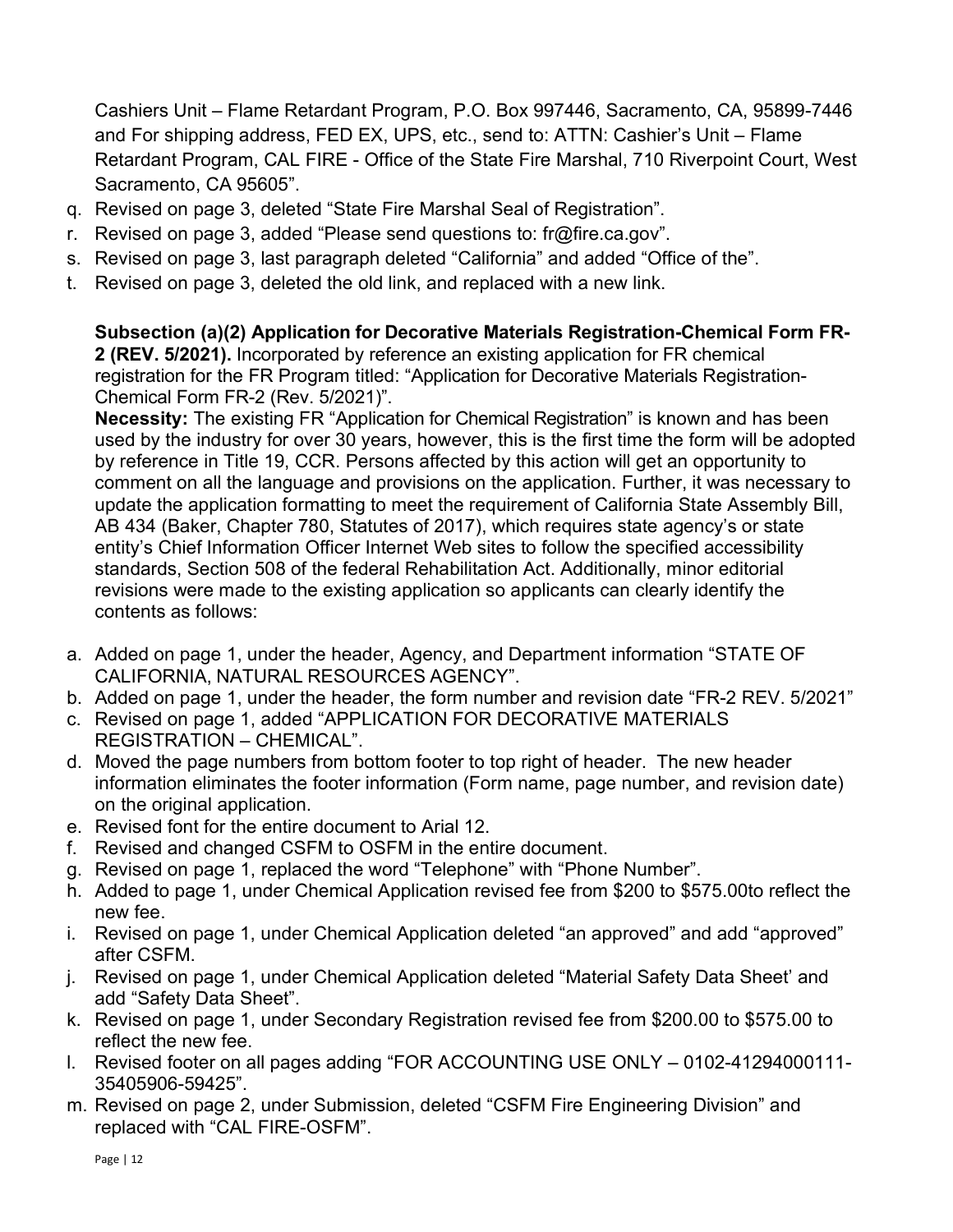Cashiers Unit – Flame Retardant Program, P.O. Box 997446, Sacramento, CA, 95899-7446 and For shipping address, FED EX, UPS, etc., send to: ATTN: Cashier's Unit – Flame Retardant Program, CAL FIRE - Office of the State Fire Marshal, 710 Riverpoint Court, West Sacramento, CA 95605".

q. Revised on page 3, deleted "State Fire Marshal Seal of Registration".
r. Revised on page 3, added "Please send questions to: fr@fire.ca.gov".
s. Revised on page 3, last paragraph deleted "California" and added "Office of the".
t. Revised on page 3, deleted the old link, and replaced with a new link.

**Subsection (a)(2) Application for Decorative Materials Registration-Chemical Form FR-2 (REV. 5/2021).** Incorporated by reference an existing application for FR chemical registration for the FR Program titled: "Application for Decorative Materials Registration-Chemical Form FR-2 (Rev. 5/2021)".

**Necessity:** The existing FR "Application for Chemical Registration" is known and has been used by the industry for over 30 years, however, this is the first time the form will be adopted by reference in Title 19, CCR. Persons affected by this action will get an opportunity to comment on all the language and provisions on the application. Further, it was necessary to update the application formatting to meet the requirement of California State Assembly Bill, AB 434 (Baker, Chapter 780, Statutes of 2017), which requires state agency's or state entity's Chief Information Officer Internet Web sites to follow the specified accessibility standards, Section 508 of the federal Rehabilitation Act. Additionally, minor editorial revisions were made to the existing application so applicants can clearly identify the contents as follows:

a. Added on page 1, under the header, Agency, and Department information "STATE OF CALIFORNIA, NATURAL RESOURCES AGENCY".
b. Added on page 1, under the header, the form number and revision date "FR-2 REV. 5/2021"
c. Revised on page 1, added "APPLICATION FOR DECORATIVE MATERIALS REGISTRATION – CHEMICAL".
d. Moved the page numbers from bottom footer to top right of header. The new header information eliminates the footer information (Form name, page number, and revision date) on the original application.
e. Revised font for the entire document to Arial 12.
f. Revised and changed CSFM to OSFM in the entire document.
g. Revised on page 1, replaced the word "Telephone" with "Phone Number".
h. Added to page 1, under Chemical Application revised fee from $200 to $575.00to reflect the new fee.
i. Revised on page 1, under Chemical Application deleted "an approved" and add "approved" after CSFM.
j. Revised on page 1, under Chemical Application deleted "Material Safety Data Sheet' and add "Safety Data Sheet".
k. Revised on page 1, under Secondary Registration revised fee from $200.00 to $575.00 to reflect the new fee.
l. Revised footer on all pages adding "FOR ACCOUNTING USE ONLY – 0102-41294000111-35405906-59425".
m. Revised on page 2, under Submission, deleted "CSFM Fire Engineering Division" and replaced with "CAL FIRE-OSFM".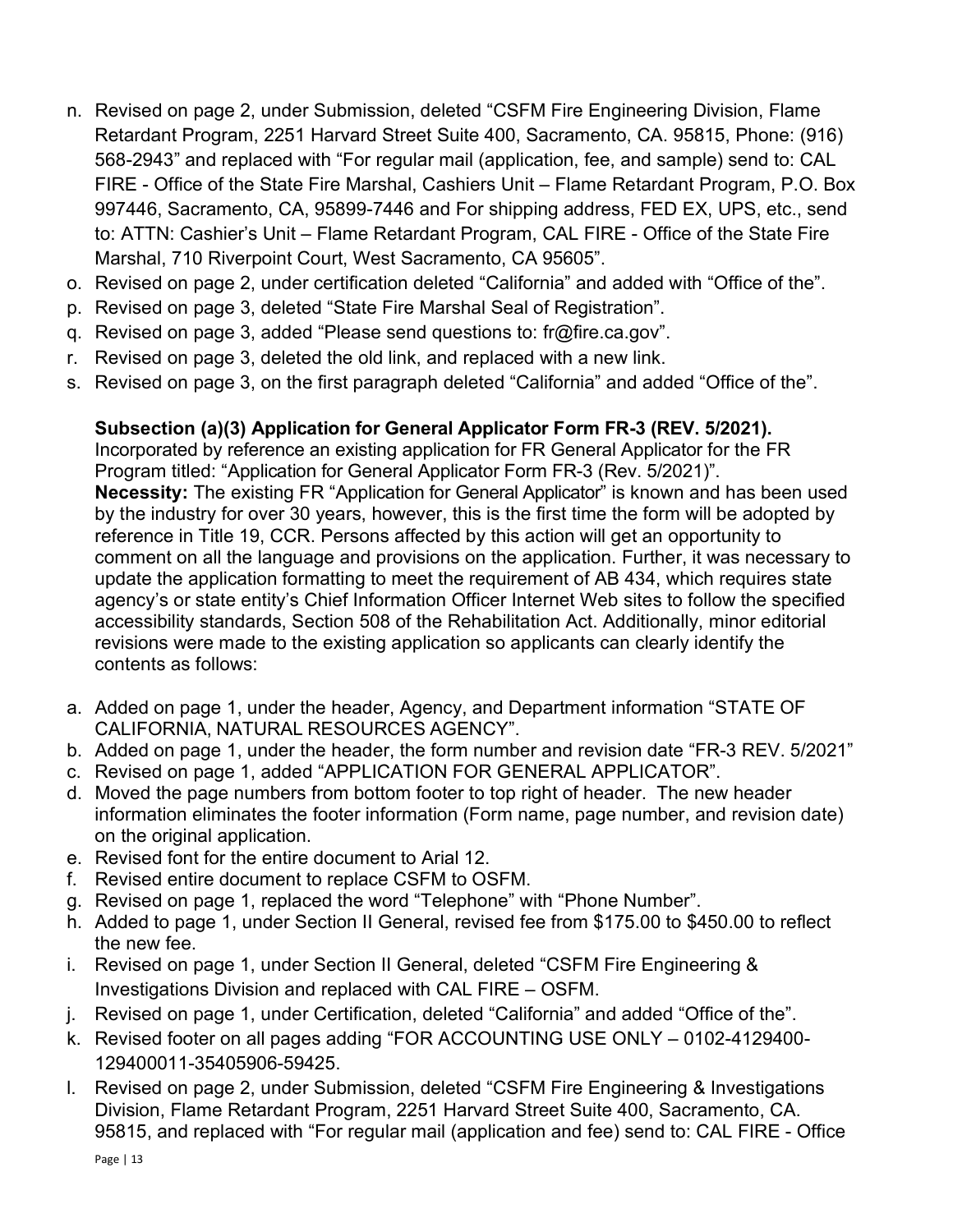n. Revised on page 2, under Submission, deleted "CSFM Fire Engineering Division, Flame Retardant Program, 2251 Harvard Street Suite 400, Sacramento, CA. 95815, Phone: (916) 568-2943" and replaced with "For regular mail (application, fee, and sample) send to: CAL FIRE - Office of the State Fire Marshal, Cashiers Unit – Flame Retardant Program, P.O. Box 997446, Sacramento, CA, 95899-7446 and For shipping address, FED EX, UPS, etc., send to: ATTN: Cashier's Unit – Flame Retardant Program, CAL FIRE - Office of the State Fire Marshal, 710 Riverpoint Court, West Sacramento, CA 95605".
o. Revised on page 2, under certification deleted "California" and added with "Office of the".
p. Revised on page 3, deleted "State Fire Marshal Seal of Registration".
q. Revised on page 3, added "Please send questions to: fr@fire.ca.gov".
r. Revised on page 3, deleted the old link, and replaced with a new link.
s. Revised on page 3, on the first paragraph deleted "California" and added "Office of the".

**Subsection (a)(3) Application for General Applicator Form FR-3 (REV. 5/2021).**
Incorporated by reference an existing application for FR General Applicator for the FR Program titled: "Application for General Applicator Form FR-3 (Rev. 5/2021)".
**Necessity:** The existing FR "Application for General Applicator" is known and has been used by the industry for over 30 years, however, this is the first time the form will be adopted by reference in Title 19, CCR. Persons affected by this action will get an opportunity to comment on all the language and provisions on the application. Further, it was necessary to update the application formatting to meet the requirement of AB 434, which requires state agency's or state entity's Chief Information Officer Internet Web sites to follow the specified accessibility standards, Section 508 of the Rehabilitation Act. Additionally, minor editorial revisions were made to the existing application so applicants can clearly identify the contents as follows:

a. Added on page 1, under the header, Agency, and Department information "STATE OF CALIFORNIA, NATURAL RESOURCES AGENCY".
b. Added on page 1, under the header, the form number and revision date "FR-3 REV. 5/2021"
c. Revised on page 1, added "APPLICATION FOR GENERAL APPLICATOR".
d. Moved the page numbers from bottom footer to top right of header. The new header information eliminates the footer information (Form name, page number, and revision date) on the original application.
e. Revised font for the entire document to Arial 12.
f. Revised entire document to replace CSFM to OSFM.
g. Revised on page 1, replaced the word "Telephone" with "Phone Number".
h. Added to page 1, under Section II General, revised fee from $175.00 to $450.00 to reflect the new fee.
i. Revised on page 1, under Section II General, deleted "CSFM Fire Engineering & Investigations Division and replaced with CAL FIRE – OSFM.
j. Revised on page 1, under Certification, deleted "California" and added "Office of the".
k. Revised footer on all pages adding "FOR ACCOUNTING USE ONLY – 0102-4129400-129400011-35405906-59425.
l. Revised on page 2, under Submission, deleted "CSFM Fire Engineering & Investigations Division, Flame Retardant Program, 2251 Harvard Street Suite 400, Sacramento, CA. 95815, and replaced with "For regular mail (application and fee) send to: CAL FIRE - Office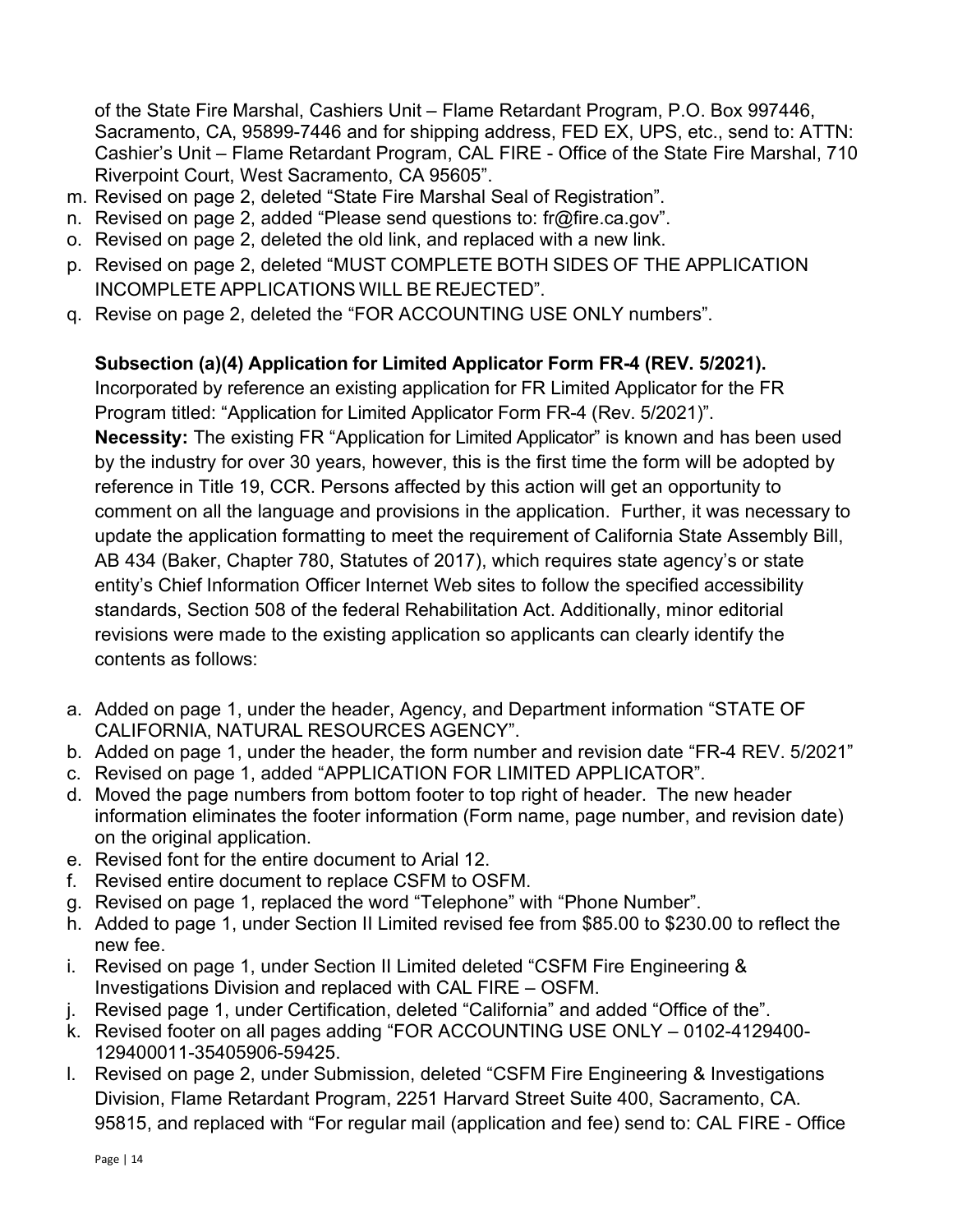of the State Fire Marshal, Cashiers Unit – Flame Retardant Program, P.O. Box 997446, Sacramento, CA, 95899-7446 and for shipping address, FED EX, UPS, etc., send to: ATTN: Cashier's Unit – Flame Retardant Program, CAL FIRE - Office of the State Fire Marshal, 710 Riverpoint Court, West Sacramento, CA 95605".

m. Revised on page 2, deleted "State Fire Marshal Seal of Registration".
n. Revised on page 2, added "Please send questions to: fr@fire.ca.gov".
o. Revised on page 2, deleted the old link, and replaced with a new link.
p. Revised on page 2, deleted "MUST COMPLETE BOTH SIDES OF THE APPLICATION INCOMPLETE APPLICATIONS WILL BE REJECTED".
q. Revise on page 2, deleted the "FOR ACCOUNTING USE ONLY numbers".

**Subsection (a)(4) Application for Limited Applicator Form FR-4 (REV. 5/2021).**

Incorporated by reference an existing application for FR Limited Applicator for the FR Program titled: "Application for Limited Applicator Form FR-4 (Rev. 5/2021)".

**Necessity:** The existing FR "Application for Limited Applicator" is known and has been used by the industry for over 30 years, however, this is the first time the form will be adopted by reference in Title 19, CCR. Persons affected by this action will get an opportunity to comment on all the language and provisions in the application. Further, it was necessary to update the application formatting to meet the requirement of California State Assembly Bill, AB 434 (Baker, Chapter 780, Statutes of 2017), which requires state agency's or state entity's Chief Information Officer Internet Web sites to follow the specified accessibility standards, Section 508 of the federal Rehabilitation Act. Additionally, minor editorial revisions were made to the existing application so applicants can clearly identify the contents as follows:

a. Added on page 1, under the header, Agency, and Department information "STATE OF CALIFORNIA, NATURAL RESOURCES AGENCY".
b. Added on page 1, under the header, the form number and revision date "FR-4 REV. 5/2021"
c. Revised on page 1, added "APPLICATION FOR LIMITED APPLICATOR".
d. Moved the page numbers from bottom footer to top right of header. The new header information eliminates the footer information (Form name, page number, and revision date) on the original application.
e. Revised font for the entire document to Arial 12.
f. Revised entire document to replace CSFM to OSFM.
g. Revised on page 1, replaced the word "Telephone" with "Phone Number".
h. Added to page 1, under Section II Limited revised fee from $85.00 to $230.00 to reflect the new fee.
i. Revised on page 1, under Section II Limited deleted "CSFM Fire Engineering & Investigations Division and replaced with CAL FIRE – OSFM.
j. Revised page 1, under Certification, deleted "California" and added "Office of the".
k. Revised footer on all pages adding "FOR ACCOUNTING USE ONLY – 0102-4129400-129400011-35405906-59425.
l. Revised on page 2, under Submission, deleted "CSFM Fire Engineering & Investigations Division, Flame Retardant Program, 2251 Harvard Street Suite 400, Sacramento, CA. 95815, and replaced with "For regular mail (application and fee) send to: CAL FIRE - Office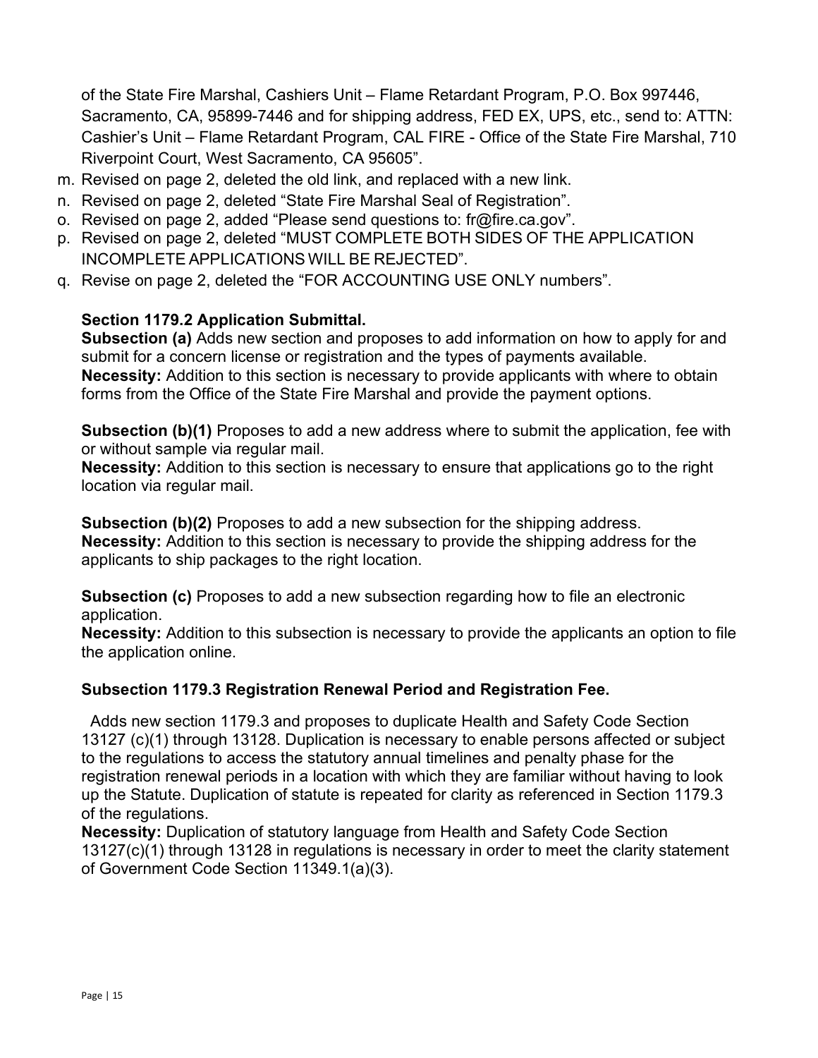of the State Fire Marshal, Cashiers Unit – Flame Retardant Program, P.O. Box 997446, Sacramento, CA, 95899-7446 and for shipping address, FED EX, UPS, etc., send to: ATTN: Cashier's Unit – Flame Retardant Program, CAL FIRE - Office of the State Fire Marshal, 710 Riverpoint Court, West Sacramento, CA 95605".

m. Revised on page 2, deleted the old link, and replaced with a new link.
n. Revised on page 2, deleted "State Fire Marshal Seal of Registration".
o. Revised on page 2, added "Please send questions to: fr@fire.ca.gov".
p. Revised on page 2, deleted "MUST COMPLETE BOTH SIDES OF THE APPLICATION INCOMPLETE APPLICATIONS WILL BE REJECTED".
q. Revise on page 2, deleted the "FOR ACCOUNTING USE ONLY numbers".

**Section 1179.2 Application Submittal.**

**Subsection (a)** Adds new section and proposes to add information on how to apply for and submit for a concern license or registration and the types of payments available.
**Necessity:** Addition to this section is necessary to provide applicants with where to obtain forms from the Office of the State Fire Marshal and provide the payment options.

**Subsection (b)(1)** Proposes to add a new address where to submit the application, fee with or without sample via regular mail.
**Necessity:** Addition to this section is necessary to ensure that applications go to the right location via regular mail.

**Subsection (b)(2)** Proposes to add a new subsection for the shipping address.
**Necessity:** Addition to this section is necessary to provide the shipping address for the applicants to ship packages to the right location.

**Subsection (c)** Proposes to add a new subsection regarding how to file an electronic application.
**Necessity:** Addition to this subsection is necessary to provide the applicants an option to file the application online.

**Subsection 1179.3 Registration Renewal Period and Registration Fee.**

Adds new section 1179.3 and proposes to duplicate Health and Safety Code Section 13127 (c)(1) through 13128. Duplication is necessary to enable persons affected or subject to the regulations to access the statutory annual timelines and penalty phase for the registration renewal periods in a location with which they are familiar without having to look up the Statute. Duplication of statute is repeated for clarity as referenced in Section 1179.3 of the regulations.
**Necessity:** Duplication of statutory language from Health and Safety Code Section 13127(c)(1) through 13128 in regulations is necessary in order to meet the clarity statement of Government Code Section 11349.1(a)(3).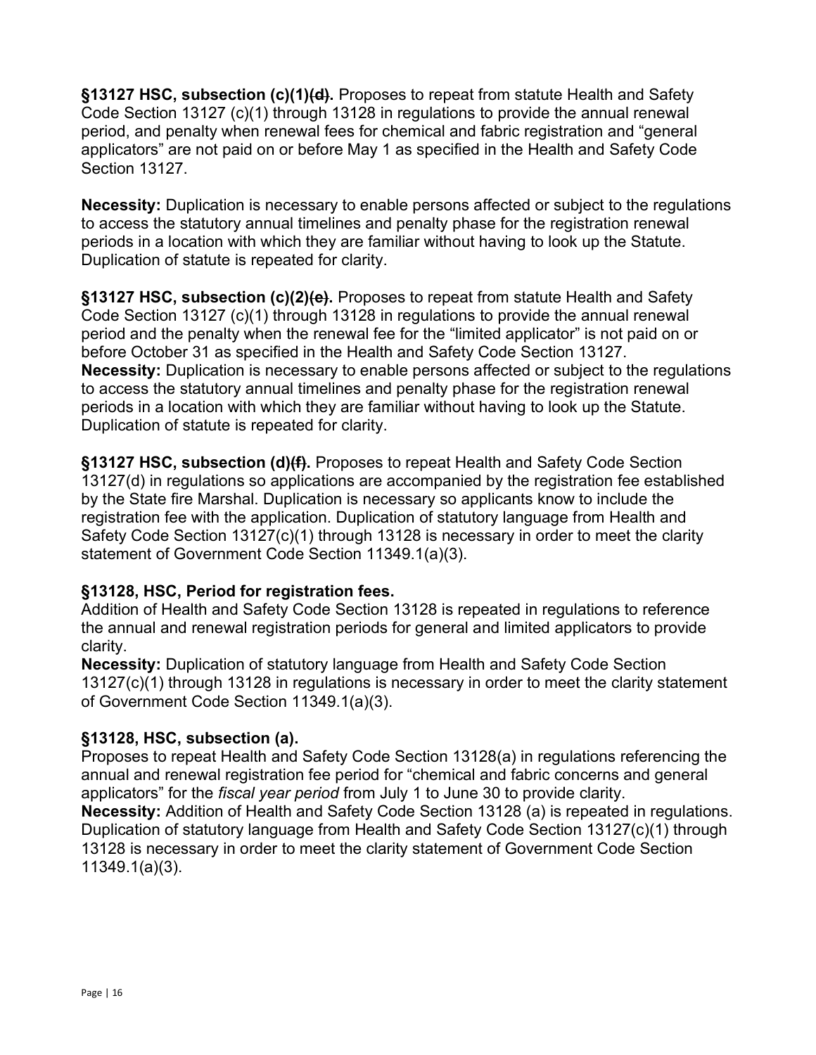**§13127 HSC, subsection (c)(1)~~(d)~~.** Proposes to repeat from statute Health and Safety Code Section 13127 (c)(1) through 13128 in regulations to provide the annual renewal period, and penalty when renewal fees for chemical and fabric registration and "general applicators" are not paid on or before May 1 as specified in the Health and Safety Code Section 13127.

**Necessity:** Duplication is necessary to enable persons affected or subject to the regulations to access the statutory annual timelines and penalty phase for the registration renewal periods in a location with which they are familiar without having to look up the Statute. Duplication of statute is repeated for clarity.

**§13127 HSC, subsection (c)(2)~~(e)~~.** Proposes to repeat from statute Health and Safety Code Section 13127 (c)(1) through 13128 in regulations to provide the annual renewal period and the penalty when the renewal fee for the "limited applicator" is not paid on or before October 31 as specified in the Health and Safety Code Section 13127.
**Necessity:** Duplication is necessary to enable persons affected or subject to the regulations to access the statutory annual timelines and penalty phase for the registration renewal periods in a location with which they are familiar without having to look up the Statute. Duplication of statute is repeated for clarity.

**§13127 HSC, subsection (d)~~(f)~~.** Proposes to repeat Health and Safety Code Section 13127(d) in regulations so applications are accompanied by the registration fee established by the State fire Marshal. Duplication is necessary so applicants know to include the registration fee with the application. Duplication of statutory language from Health and Safety Code Section 13127(c)(1) through 13128 is necessary in order to meet the clarity statement of Government Code Section 11349.1(a)(3).

**§13128, HSC, Period for registration fees.**
Addition of Health and Safety Code Section 13128 is repeated in regulations to reference the annual and renewal registration periods for general and limited applicators to provide clarity.
**Necessity:** Duplication of statutory language from Health and Safety Code Section 13127(c)(1) through 13128 in regulations is necessary in order to meet the clarity statement of Government Code Section 11349.1(a)(3).

**§13128, HSC, subsection (a).**
Proposes to repeat Health and Safety Code Section 13128(a) in regulations referencing the annual and renewal registration fee period for "chemical and fabric concerns and general applicators" for the *fiscal year period* from July 1 to June 30 to provide clarity.
**Necessity:** Addition of Health and Safety Code Section 13128 (a) is repeated in regulations. Duplication of statutory language from Health and Safety Code Section 13127(c)(1) through 13128 is necessary in order to meet the clarity statement of Government Code Section 11349.1(a)(3).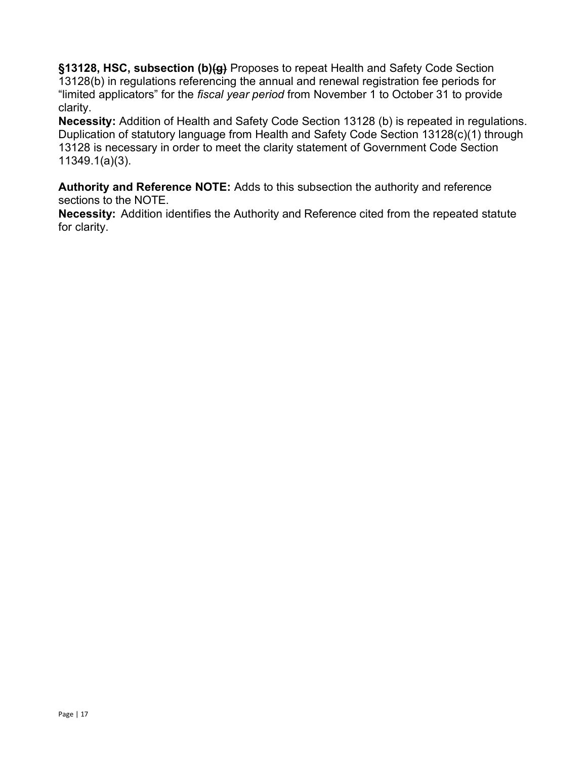**§13128, HSC, subsection (b)~~(g)~~** Proposes to repeat Health and Safety Code Section 13128(b) in regulations referencing the annual and renewal registration fee periods for "limited applicators" for the *fiscal year period* from November 1 to October 31 to provide clarity.

**Necessity:** Addition of Health and Safety Code Section 13128 (b) is repeated in regulations. Duplication of statutory language from Health and Safety Code Section 13128(c)(1) through 13128 is necessary in order to meet the clarity statement of Government Code Section 11349.1(a)(3).

**Authority and Reference NOTE:** Adds to this subsection the authority and reference sections to the NOTE.

**Necessity:** Addition identifies the Authority and Reference cited from the repeated statute for clarity.